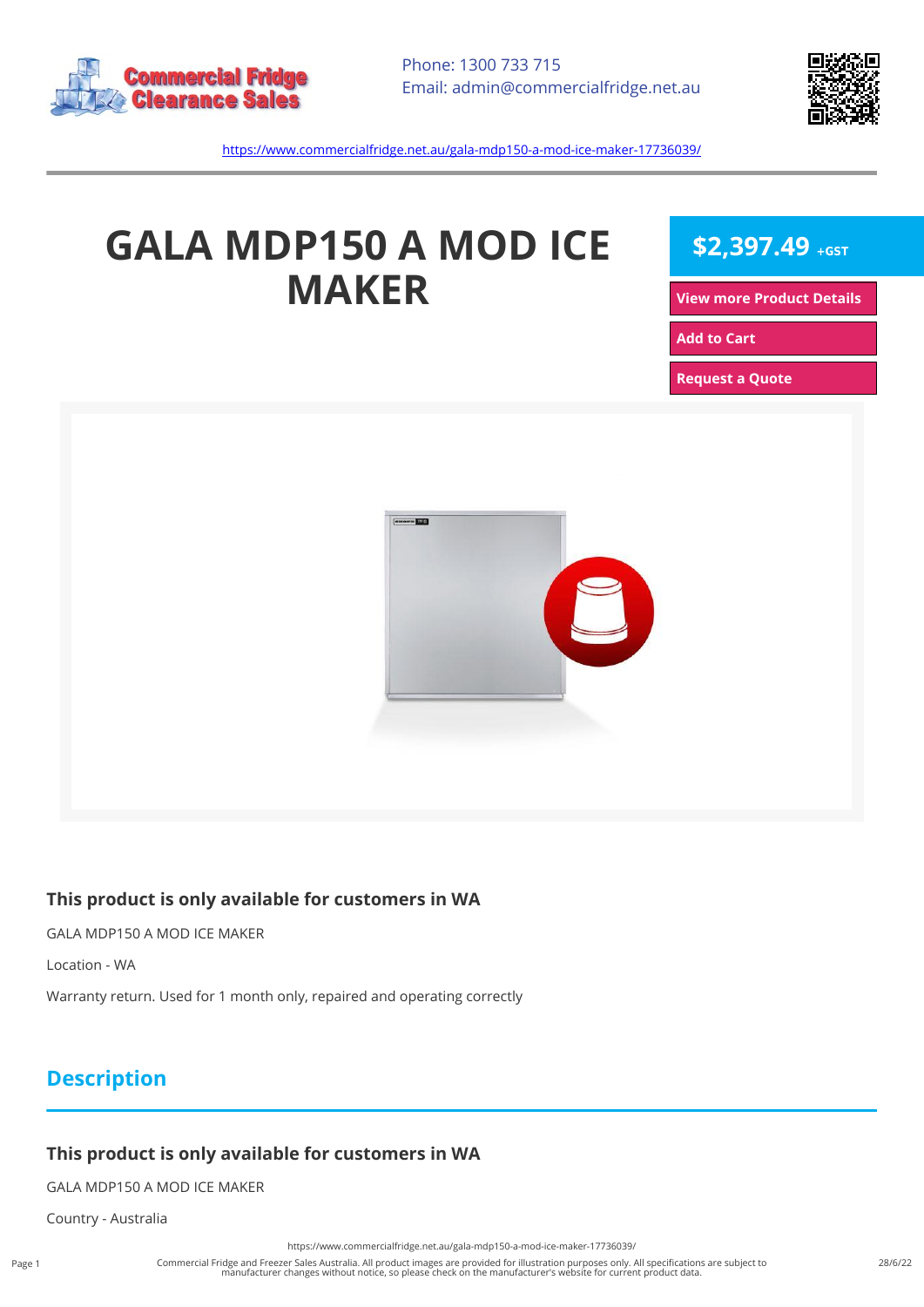Phone: 1300 733 715
Email: admin@commercialfridge.net.au

https://www.commercialfridge.net.au/gala-mdp150-a-mod-ice-maker-17736039/

# GALA MDP150 A MOD ICE MAKER

**$2,397.49** +GST

View more Product Details

Add to Cart

Request a Quote

### This product is only available for customers in WA

GALA MDP150 A MOD ICE MAKER

Location - WA

Warranty return. Used for 1 month only, repaired and operating correctly

## Description

### This product is only available for customers in WA

GALA MDP150 A MOD ICE MAKER

Country - Australia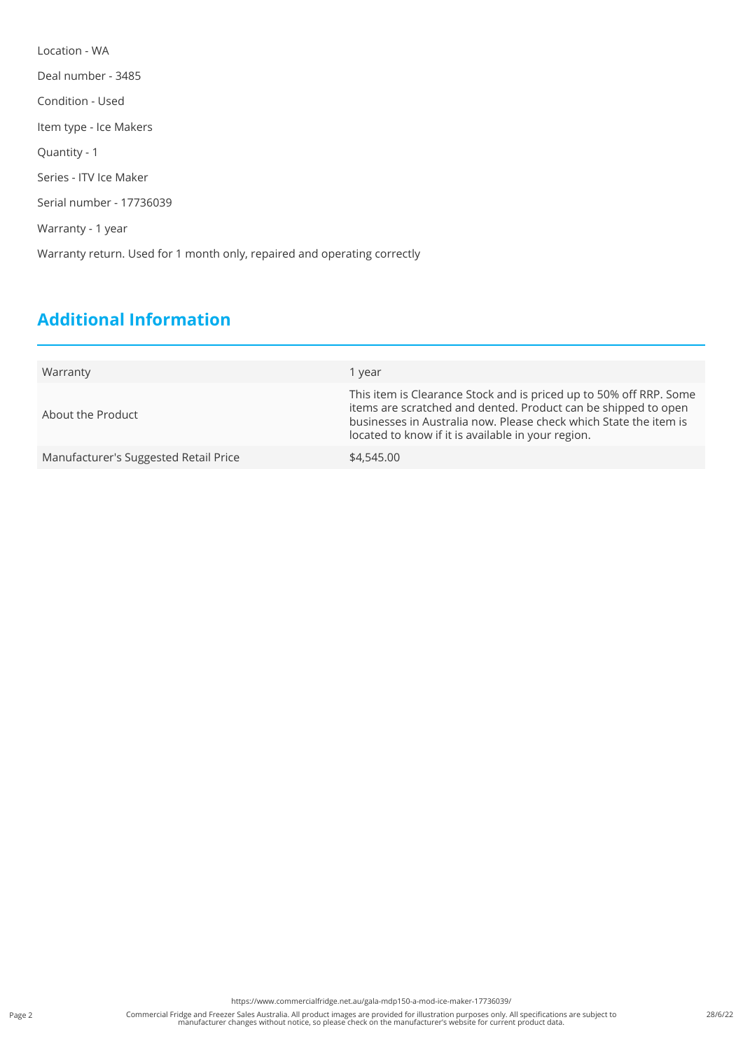Location - WA

Deal number - 3485

Condition - Used

Item type - Ice Makers

Quantity - 1

Series - ITV Ice Maker

Serial number - 17736039

Warranty - 1 year

Warranty return. Used for 1 month only, repaired and operating correctly

## Additional Information

| | |
|---|---|
| Warranty | 1 year |
| About the Product | This item is Clearance Stock and is priced up to 50% off RRP. Some items are scratched and dented. Product can be shipped to open businesses in Australia now. Please check which State the item is located to know if it is available in your region. |
| Manufacturer's Suggested Retail Price | $4,545.00 |